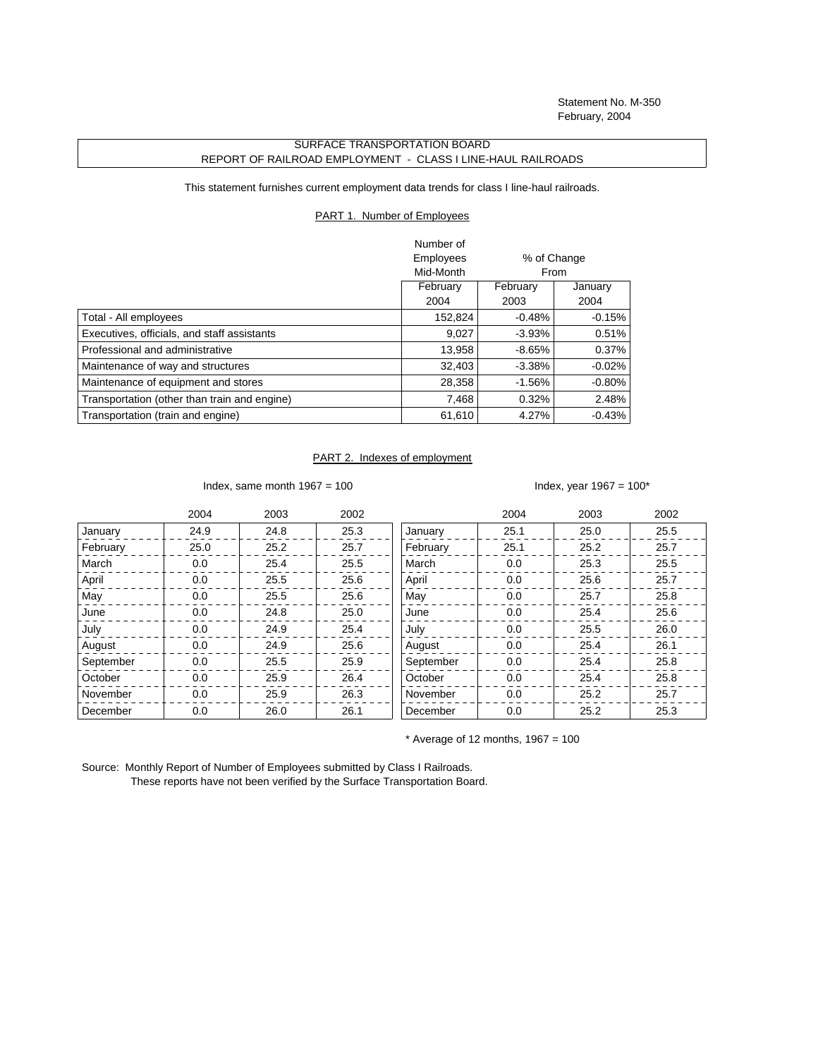Statement No. M-350
February, 2004

SURFACE TRANSPORTATION BOARD
REPORT OF RAILROAD EMPLOYMENT - CLASS I LINE-HAUL RAILROADS

This statement furnishes current employment data trends for class I line-haul railroads.

PART 1. Number of Employees

| | Number of Employees Mid-Month | % of Change From | |
|---|---|---|---|
| | February 2004 | February 2003 | January 2004 |
| Total - All employees | 152,824 | -0.48% | -0.15% |
| Executives, officials, and staff assistants | 9,027 | -3.93% | 0.51% |
| Professional and administrative | 13,958 | -8.65% | 0.37% |
| Maintenance of way and structures | 32,403 | -3.38% | -0.02% |
| Maintenance of equipment and stores | 28,358 | -1.56% | -0.80% |
| Transportation (other than train and engine) | 7,468 | 0.32% | 2.48% |
| Transportation (train and engine) | 61,610 | 4.27% | -0.43% |

PART 2. Indexes of employment

Index, same month 1967 = 100

| | 2004 | 2003 | 2002 |
|---|---|---|---|
| January | 24.9 | 24.8 | 25.3 |
| February | 25.0 | 25.2 | 25.7 |
| March | 0.0 | 25.4 | 25.5 |
| April | 0.0 | 25.5 | 25.6 |
| May | 0.0 | 25.5 | 25.6 |
| June | 0.0 | 24.8 | 25.0 |
| July | 0.0 | 24.9 | 25.4 |
| August | 0.0 | 24.9 | 25.6 |
| September | 0.0 | 25.5 | 25.9 |
| October | 0.0 | 25.9 | 26.4 |
| November | 0.0 | 25.9 | 26.3 |
| December | 0.0 | 26.0 | 26.1 |

Index, year 1967 = 100*

| | 2004 | 2003 | 2002 |
|---|---|---|---|
| January | 25.1 | 25.0 | 25.5 |
| February | 25.1 | 25.2 | 25.7 |
| March | 0.0 | 25.3 | 25.5 |
| April | 0.0 | 25.6 | 25.7 |
| May | 0.0 | 25.7 | 25.8 |
| June | 0.0 | 25.4 | 25.6 |
| July | 0.0 | 25.5 | 26.0 |
| August | 0.0 | 25.4 | 26.1 |
| September | 0.0 | 25.4 | 25.8 |
| October | 0.0 | 25.4 | 25.8 |
| November | 0.0 | 25.2 | 25.7 |
| December | 0.0 | 25.2 | 25.3 |

* Average of 12 months, 1967 = 100

Source: Monthly Report of Number of Employees submitted by Class I Railroads.
These reports have not been verified by the Surface Transportation Board.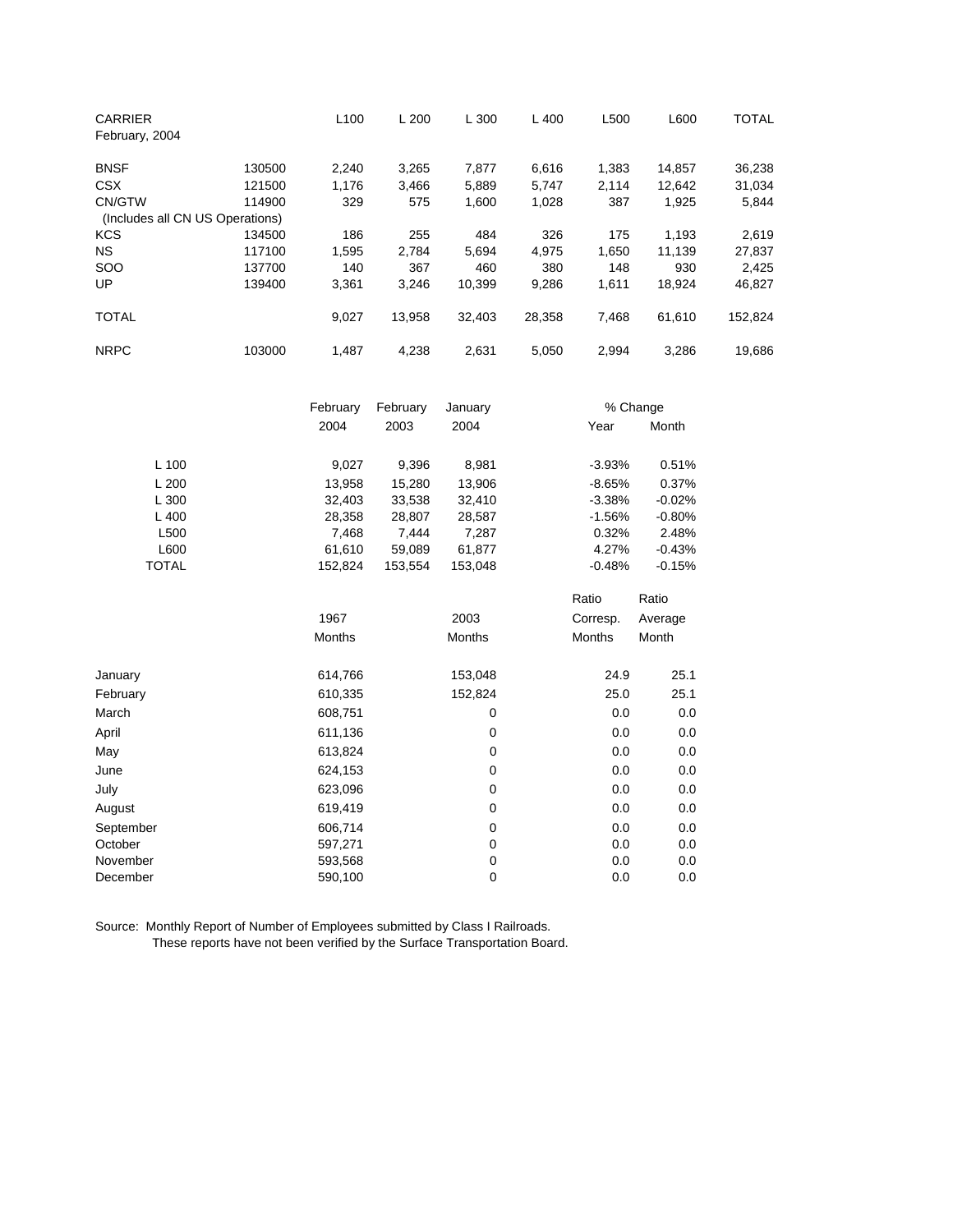| CARRIER February, 2004 | | L100 | L 200 | L 300 | L 400 | L500 | L600 | TOTAL |
|---|---|---|---|---|---|---|---|---|
| BNSF | 130500 | 2,240 | 3,265 | 7,877 | 6,616 | 1,383 | 14,857 | 36,238 |
| CSX | 121500 | 1,176 | 3,466 | 5,889 | 5,747 | 2,114 | 12,642 | 31,034 |
| CN/GTW | 114900 | 329 | 575 | 1,600 | 1,028 | 387 | 1,925 | 5,844 |
| (Includes all CN US Operations) | | | | | | | | |
| KCS | 134500 | 186 | 255 | 484 | 326 | 175 | 1,193 | 2,619 |
| NS | 117100 | 1,595 | 2,784 | 5,694 | 4,975 | 1,650 | 11,139 | 27,837 |
| SOO | 137700 | 140 | 367 | 460 | 380 | 148 | 930 | 2,425 |
| UP | 139400 | 3,361 | 3,246 | 10,399 | 9,286 | 1,611 | 18,924 | 46,827 |
| TOTAL | | 9,027 | 13,958 | 32,403 | 28,358 | 7,468 | 61,610 | 152,824 |
| NRPC | 103000 | 1,487 | 4,238 | 2,631 | 5,050 | 2,994 | 3,286 | 19,686 |

| | February 2004 | February 2003 | January 2004 | % Change Year | % Change Month |
|---|---|---|---|---|---|
| L 100 | 9,027 | 9,396 | 8,981 | -3.93% | 0.51% |
| L 200 | 13,958 | 15,280 | 13,906 | -8.65% | 0.37% |
| L 300 | 32,403 | 33,538 | 32,410 | -3.38% | -0.02% |
| L 400 | 28,358 | 28,807 | 28,587 | -1.56% | -0.80% |
| L500 | 7,468 | 7,444 | 7,287 | 0.32% | 2.48% |
| L600 | 61,610 | 59,089 | 61,877 | 4.27% | -0.43% |
| TOTAL | 152,824 | 153,554 | 153,048 | -0.48% | -0.15% |

| | 1967 Months | 2003 Months | Ratio Corresp. Months | Ratio Average Month |
|---|---|---|---|---|
| January | 614,766 | 153,048 | 24.9 | 25.1 |
| February | 610,335 | 152,824 | 25.0 | 25.1 |
| March | 608,751 | 0 | 0.0 | 0.0 |
| April | 611,136 | 0 | 0.0 | 0.0 |
| May | 613,824 | 0 | 0.0 | 0.0 |
| June | 624,153 | 0 | 0.0 | 0.0 |
| July | 623,096 | 0 | 0.0 | 0.0 |
| August | 619,419 | 0 | 0.0 | 0.0 |
| September | 606,714 | 0 | 0.0 | 0.0 |
| October | 597,271 | 0 | 0.0 | 0.0 |
| November | 593,568 | 0 | 0.0 | 0.0 |
| December | 590,100 | 0 | 0.0 | 0.0 |

Source: Monthly Report of Number of Employees submitted by Class I Railroads.
These reports have not been verified by the Surface Transportation Board.